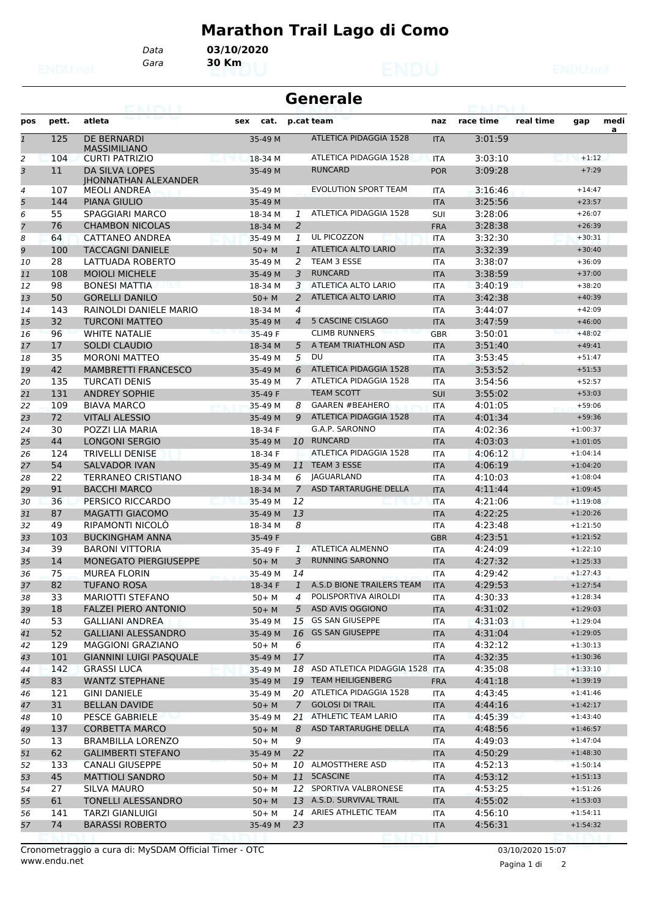# Marathon Trail Lago di Como

Data **03/10/2020**
Gara **30 Km**

## Generale

| pos | pett. | atleta | sex | cat. | p.cat | team | naz | race time | real time | gap | media |
|---|---|---|---|---|---|---|---|---|---|---|---|
| 1 | 125 | DE BERNARDI MASSIMILIANO | | 35-49 M | | ATLETICA PIDAGGIA 1528 | ITA | 3:01:59 | | | |
| 2 | 104 | CURTI PATRIZIO | | 18-34 M | | ATLETICA PIDAGGIA 1528 | ITA | 3:03:10 | | +1:12 | |
| 3 | 11 | DA SILVA LOPES JHONNATHAN ALEXANDER | | 35-49 M | | RUNCARD | POR | 3:09:28 | | +7:29 | |
| 4 | 107 | MEOLI ANDREA | | 35-49 M | | EVOLUTION SPORT TEAM | ITA | 3:16:46 | | +14:47 | |
| 5 | 144 | PIANA GIULIO | | 35-49 M | | | ITA | 3:25:56 | | +23:57 | |
| 6 | 55 | SPAGGIARI MARCO | | 18-34 M | 1 | ATLETICA PIDAGGIA 1528 | SUI | 3:28:06 | | +26:07 | |
| 7 | 76 | CHAMBON NICOLAS | | 18-34 M | 2 | | FRA | 3:28:38 | | +26:39 | |
| 8 | 64 | CATTANEO ANDREA | | 35-49 M | 1 | UL PICOZZON | ITA | 3:32:30 | | +30:31 | |
| 9 | 100 | TACCAGNI DANIELE | | 50+ M | 1 | ATLETICA ALTO LARIO | ITA | 3:32:39 | | +30:40 | |
| 10 | 28 | LATTUADA ROBERTO | | 35-49 M | 2 | TEAM 3 ESSE | ITA | 3:38:07 | | +36:09 | |
| 11 | 108 | MOIOLI MICHELE | | 35-49 M | 3 | RUNCARD | ITA | 3:38:59 | | +37:00 | |
| 12 | 98 | BONESI MATTIA | | 18-34 M | 3 | ATLETICA ALTO LARIO | ITA | 3:40:19 | | +38:20 | |
| 13 | 50 | GORELLI DANILO | | 50+ M | 2 | ATLETICA ALTO LARIO | ITA | 3:42:38 | | +40:39 | |
| 14 | 143 | RAINOLDI DANIELE MARIO | | 18-34 M | 4 | | ITA | 3:44:07 | | +42:09 | |
| 15 | 32 | TURCONI MATTEO | | 35-49 M | 4 | 5 CASCINE CISLAGO | ITA | 3:47:59 | | +46:00 | |
| 16 | 96 | WHITE NATALIE | | 35-49 F | | CLIMB RUNNERS | GBR | 3:50:01 | | +48:02 | |
| 17 | 17 | SOLDI CLAUDIO | | 18-34 M | 5 | A TEAM TRIATHLON ASD | ITA | 3:51:40 | | +49:41 | |
| 18 | 35 | MORONI MATTEO | | 35-49 M | 5 | DU | ITA | 3:53:45 | | +51:47 | |
| 19 | 42 | MAMBRETTI FRANCESCO | | 35-49 M | 6 | ATLETICA PIDAGGIA 1528 | ITA | 3:53:52 | | +51:53 | |
| 20 | 135 | TURCATI DENIS | | 35-49 M | 7 | ATLETICA PIDAGGIA 1528 | ITA | 3:54:56 | | +52:57 | |
| 21 | 131 | ANDREY SOPHIE | | 35-49 F | | TEAM SCOTT | SUI | 3:55:02 | | +53:03 | |
| 22 | 109 | BIAVA MARCO | | 35-49 M | 8 | GAAREN #BEAHERO | ITA | 4:01:05 | | +59:06 | |
| 23 | 72 | VITALI ALESSIO | | 35-49 M | 9 | ATLETICA PIDAGGIA 1528 | ITA | 4:01:34 | | +59:36 | |
| 24 | 30 | POZZI LIA MARIA | | 18-34 F | | G.A.P. SARONNO | ITA | 4:02:36 | | +1:00:37 | |
| 25 | 44 | LONGONI SERGIO | | 35-49 M | 10 | RUNCARD | ITA | 4:03:03 | | +1:01:05 | |
| 26 | 124 | TRIVELLI DENISE | | 18-34 F | | ATLETICA PIDAGGIA 1528 | ITA | 4:06:12 | | +1:04:14 | |
| 27 | 54 | SALVADOR IVAN | | 35-49 M | 11 | TEAM 3 ESSE | ITA | 4:06:19 | | +1:04:20 | |
| 28 | 22 | TERRANEO CRISTIANO | | 18-34 M | 6 | JAGUARLAND | ITA | 4:10:03 | | +1:08:04 | |
| 29 | 91 | BACCHI MARCO | | 18-34 M | 7 | ASD TARTARUGHE DELLA | ITA | 4:11:44 | | +1:09:45 | |
| 30 | 36 | PERSICO RICCARDO | | 35-49 M | 12 | | ITA | 4:21:06 | | +1:19:08 | |
| 31 | 87 | MAGATTI GIACOMO | | 35-49 M | 13 | | ITA | 4:22:25 | | +1:20:26 | |
| 32 | 49 | RIPAMONTI NICOLÒ | | 18-34 M | 8 | | ITA | 4:23:48 | | +1:21:50 | |
| 33 | 103 | BUCKINGHAM ANNA | | 35-49 F | | | GBR | 4:23:51 | | +1:21:52 | |
| 34 | 39 | BARONI VITTORIA | | 35-49 F | 1 | ATLETICA ALMENNO | ITA | 4:24:09 | | +1:22:10 | |
| 35 | 14 | MONEGATO PIERGIUSEPPE | | 50+ M | 3 | RUNNING SARONNO | ITA | 4:27:32 | | +1:25:33 | |
| 36 | 75 | MUREA FLORIN | | 35-49 M | 14 | | ITA | 4:29:42 | | +1:27:43 | |
| 37 | 82 | TUFANO ROSA | | 18-34 F | 1 | A.S.D BIONE TRAILERS TEAM | ITA | 4:29:53 | | +1:27:54 | |
| 38 | 33 | MARIOTTI STEFANO | | 50+ M | 4 | POLISPORTIVA AIROLDI | ITA | 4:30:33 | | +1:28:34 | |
| 39 | 18 | FALZEI PIERO ANTONIO | | 50+ M | 5 | ASD AVIS OGGIONO | ITA | 4:31:02 | | +1:29:03 | |
| 40 | 53 | GALLIANI ANDREA | | 35-49 M | 15 | GS SAN GIUSEPPE | ITA | 4:31:03 | | +1:29:04 | |
| 41 | 52 | GALLIANI ALESSANDRO | | 35-49 M | 16 | GS SAN GIUSEPPE | ITA | 4:31:04 | | +1:29:05 | |
| 42 | 129 | MAGGIONI GRAZIANO | | 50+ M | 6 | | ITA | 4:32:12 | | +1:30:13 | |
| 43 | 101 | GIANNINI LUIGI PASQUALE | | 35-49 M | 17 | | ITA | 4:32:35 | | +1:30:36 | |
| 44 | 142 | GRASSI LUCA | | 35-49 M | 18 | ASD ATLETICA PIDAGGIA 1528 | ITA | 4:35:08 | | +1:33:10 | |
| 45 | 83 | WANTZ STEPHANE | | 35-49 M | 19 | TEAM HEILIGENBERG | FRA | 4:41:18 | | +1:39:19 | |
| 46 | 121 | GINI DANIELE | | 35-49 M | 20 | ATLETICA PIDAGGIA 1528 | ITA | 4:43:45 | | +1:41:46 | |
| 47 | 31 | BELLAN DAVIDE | | 50+ M | 7 | GOLOSI DI TRAIL | ITA | 4:44:16 | | +1:42:17 | |
| 48 | 10 | PESCE GABRIELE | | 35-49 M | 21 | ATHLETIC TEAM LARIO | ITA | 4:45:39 | | +1:43:40 | |
| 49 | 137 | CORBETTA MARCO | | 50+ M | 8 | ASD TARTARUGHE DELLA | ITA | 4:48:56 | | +1:46:57 | |
| 50 | 13 | BRAMBILLA LORENZO | | 50+ M | 9 | | ITA | 4:49:03 | | +1:47:04 | |
| 51 | 62 | GALIMBERTI STEFANO | | 35-49 M | 22 | | ITA | 4:50:29 | | +1:48:30 | |
| 52 | 133 | CANALI GIUSEPPE | | 50+ M | 10 | ALMOSTTHERE ASD | ITA | 4:52:13 | | +1:50:14 | |
| 53 | 45 | MATTIOLI SANDRO | | 50+ M | 11 | 5CASCINE | ITA | 4:53:12 | | +1:51:13 | |
| 54 | 27 | SILVA MAURO | | 50+ M | 12 | SPORTIVA VALBRONESE | ITA | 4:53:25 | | +1:51:26 | |
| 55 | 61 | TONELLI ALESSANDRO | | 50+ M | 13 | A.S.D. SURVIVAL TRAIL | ITA | 4:55:02 | | +1:53:03 | |
| 56 | 141 | TARZI GIANLUIGI | | 50+ M | 14 | ARIES ATHLETIC TEAM | ITA | 4:56:10 | | +1:54:11 | |
| 57 | 74 | BARASSI ROBERTO | | 35-49 M | 23 | | ITA | 4:56:31 | | +1:54:32 | |

Cronometraggio a cura di: MySDAM Official Timer - OTC
www.endu.net

03/10/2020 15:07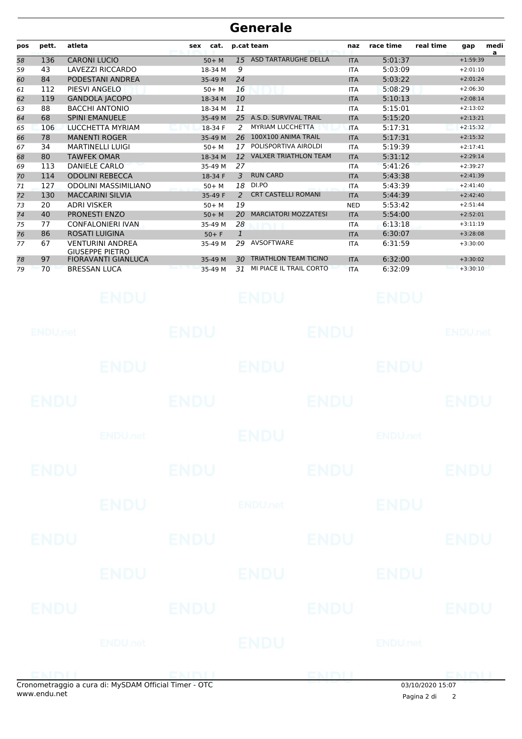# Generale

| pos | pett. | atleta | sex | cat. | p.cat | team | naz | race time | real time | gap | media |
|---|---|---|---|---|---|---|---|---|---|---|---|
| 58 | 136 | CARONI LUCIO | | 50+ M | 15 | ASD TARTARUGHE DELLA | ITA | 5:01:37 | | +1:59:39 | |
| 59 | 43 | LAVEZZI RICCARDO | | 18-34 M | 9 | | ITA | 5:03:09 | | +2:01:10 | |
| 60 | 84 | PODESTANI ANDREA | | 35-49 M | 24 | | ITA | 5:03:22 | | +2:01:24 | |
| 61 | 112 | PIESVI ANGELO | | 50+ M | 16 | | ITA | 5:08:29 | | +2:06:30 | |
| 62 | 119 | GANDOLA JACOPO | | 18-34 M | 10 | | ITA | 5:10:13 | | +2:08:14 | |
| 63 | 88 | BACCHI ANTONIO | | 18-34 M | 11 | | ITA | 5:15:01 | | +2:13:02 | |
| 64 | 68 | SPINI EMANUELE | | 35-49 M | 25 | A.S.D. SURVIVAL TRAIL | ITA | 5:15:20 | | +2:13:21 | |
| 65 | 106 | LUCCHETTA MYRIAM | | 18-34 F | 2 | MYRIAM LUCCHETTA | ITA | 5:17:31 | | +2:15:32 | |
| 66 | 78 | MANENTI ROGER | | 35-49 M | 26 | 100X100 ANIMA TRAIL | ITA | 5:17:31 | | +2:15:32 | |
| 67 | 34 | MARTINELLI LUIGI | | 50+ M | 17 | POLISPORTIVA AIROLDI | ITA | 5:19:39 | | +2:17:41 | |
| 68 | 80 | TAWFEK OMAR | | 18-34 M | 12 | VALXER TRIATHLON TEAM | ITA | 5:31:12 | | +2:29:14 | |
| 69 | 113 | DANIELE CARLO | | 35-49 M | 27 | | ITA | 5:41:26 | | +2:39:27 | |
| 70 | 114 | ODOLINI REBECCA | | 18-34 F | 3 | RUN CARD | ITA | 5:43:38 | | +2:41:39 | |
| 71 | 127 | ODOLINI MASSIMILIANO | | 50+ M | 18 | DI.PO | ITA | 5:43:39 | | +2:41:40 | |
| 72 | 130 | MACCARINI SILVIA | | 35-49 F | 2 | CRT CASTELLI ROMANI | ITA | 5:44:39 | | +2:42:40 | |
| 73 | 20 | ADRI VISKER | | 50+ M | 19 | | NED | 5:53:42 | | +2:51:44 | |
| 74 | 40 | PRONESTI ENZO | | 50+ M | 20 | MARCIATORI MOZZATESI | ITA | 5:54:00 | | +2:52:01 | |
| 75 | 77 | CONFALONIERI IVAN | | 35-49 M | 28 | | ITA | 6:13:18 | | +3:11:19 | |
| 76 | 86 | ROSATI LUIGINA | | 50+ F | 1 | | ITA | 6:30:07 | | +3:28:08 | |
| 77 | 67 | VENTURINI ANDREA GIUSEPPE PIETRO | | 35-49 M | 29 | AVSOFTWARE | ITA | 6:31:59 | | +3:30:00 | |
| 78 | 97 | FIORAVANTI GIANLUCA | | 35-49 M | 30 | TRIATHLON TEAM TICINO | ITA | 6:32:00 | | +3:30:02 | |
| 79 | 70 | BRESSAN LUCA | | 35-49 M | 31 | MI PIACE IL TRAIL CORTO | ITA | 6:32:09 | | +3:30:10 | |

Cronometraggio a cura di: MySDAM Official Timer - OTC
www.endu.net

03/10/2020 15:07